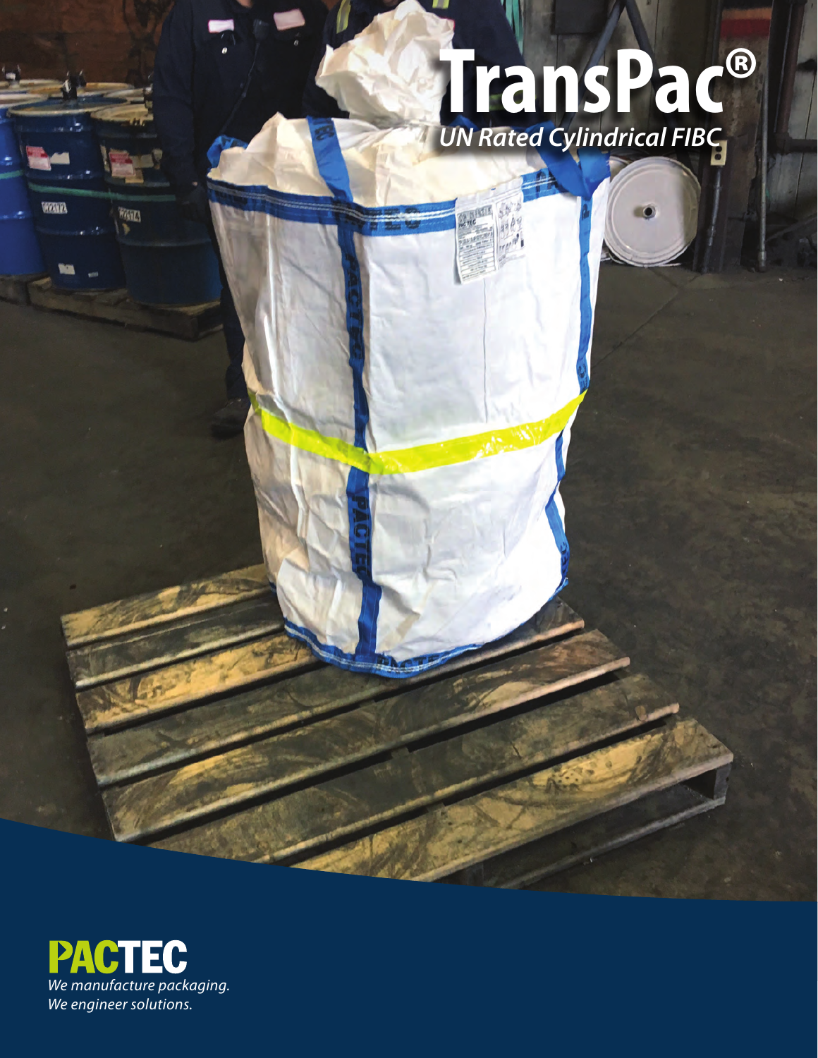# TransPac®

*UN Rated Cylindrical FIBC*

**PACTEC**

*We manufacture packaging.*
*We engineer solutions.*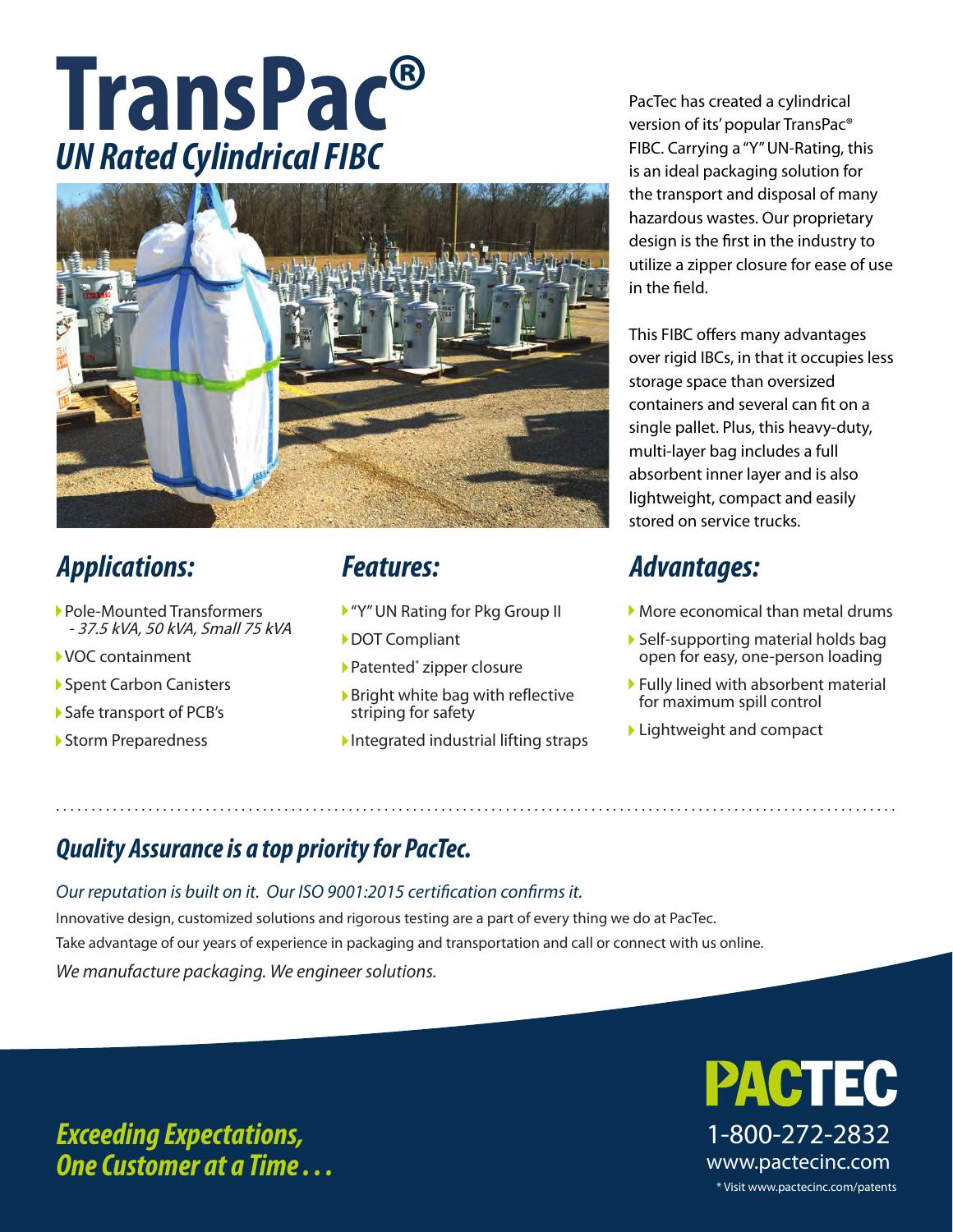# TransPac®

## *UN Rated Cylindrical FIBC*

PacTec has created a cylindrical version of its' popular TransPac® FIBC. Carrying a "Y" UN-Rating, this is an ideal packaging solution for the transport and disposal of many hazardous wastes. Our proprietary design is the first in the industry to utilize a zipper closure for ease of use in the field.

This FIBC offers many advantages over rigid IBCs, in that it occupies less storage space than oversized containers and several can fit on a single pallet. Plus, this heavy-duty, multi-layer bag includes a full absorbent inner layer and is also lightweight, compact and easily stored on service trucks.

## *Applications:*

- Pole-Mounted Transformers
  - *37.5 kVA, 50 kVA, Small 75 kVA*
- VOC containment
- Spent Carbon Canisters
- Safe transport of PCB's
- Storm Preparedness

## *Features:*

- "Y" UN Rating for Pkg Group II
- DOT Compliant
- Patented* zipper closure
- Bright white bag with reflective striping for safety
- Integrated industrial lifting straps

## *Advantages:*

- More economical than metal drums
- Self-supporting material holds bag open for easy, one-person loading
- Fully lined with absorbent material for maximum spill control
- Lightweight and compact

## *Quality Assurance is a top priority for PacTec.*

*Our reputation is built on it. Our ISO 9001:2015 certification confirms it.*

Innovative design, customized solutions and rigorous testing are a part of every thing we do at PacTec.

Take advantage of our years of experience in packaging and transportation and call or connect with us online.

*We manufacture packaging. We engineer solutions.*

*Exceeding Expectations, One Customer at a Time . . .*

PACTEC

1-800-272-2832

www.pactecinc.com

\* Visit www.pactecinc.com/patents